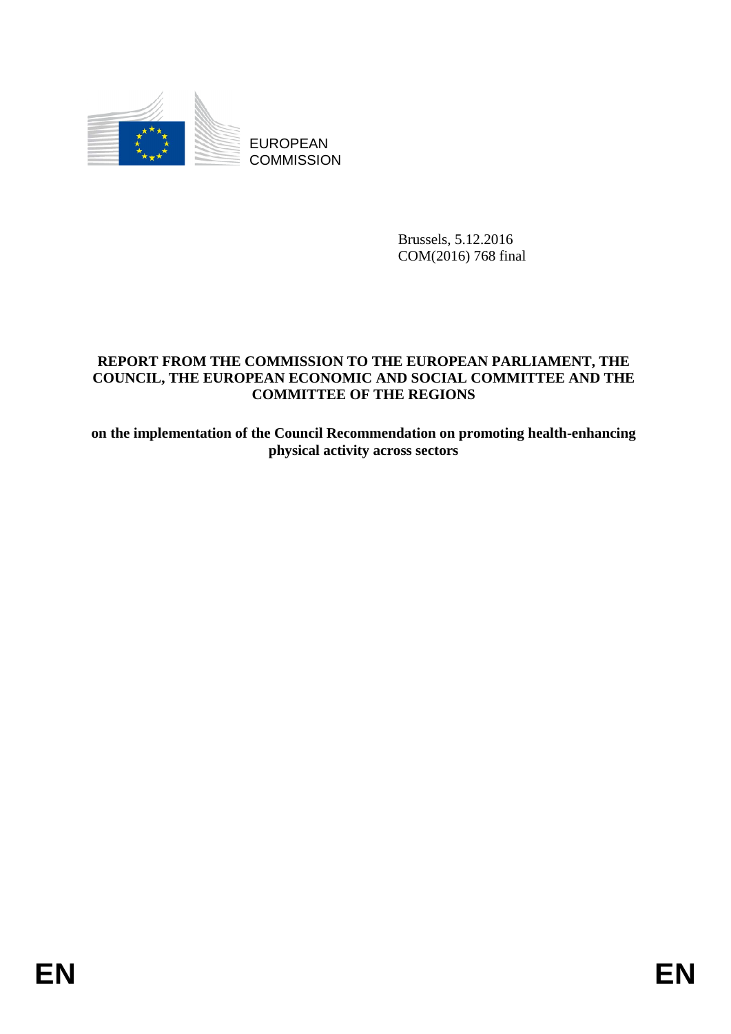EUROPEAN
COMMISSION

Brussels, 5.12.2016
COM(2016) 768 final

**REPORT FROM THE COMMISSION TO THE EUROPEAN PARLIAMENT, THE COUNCIL, THE EUROPEAN ECONOMIC AND SOCIAL COMMITTEE AND THE COMMITTEE OF THE REGIONS**

**on the implementation of the Council Recommendation on promoting health-enhancing physical activity across sectors**

EN EN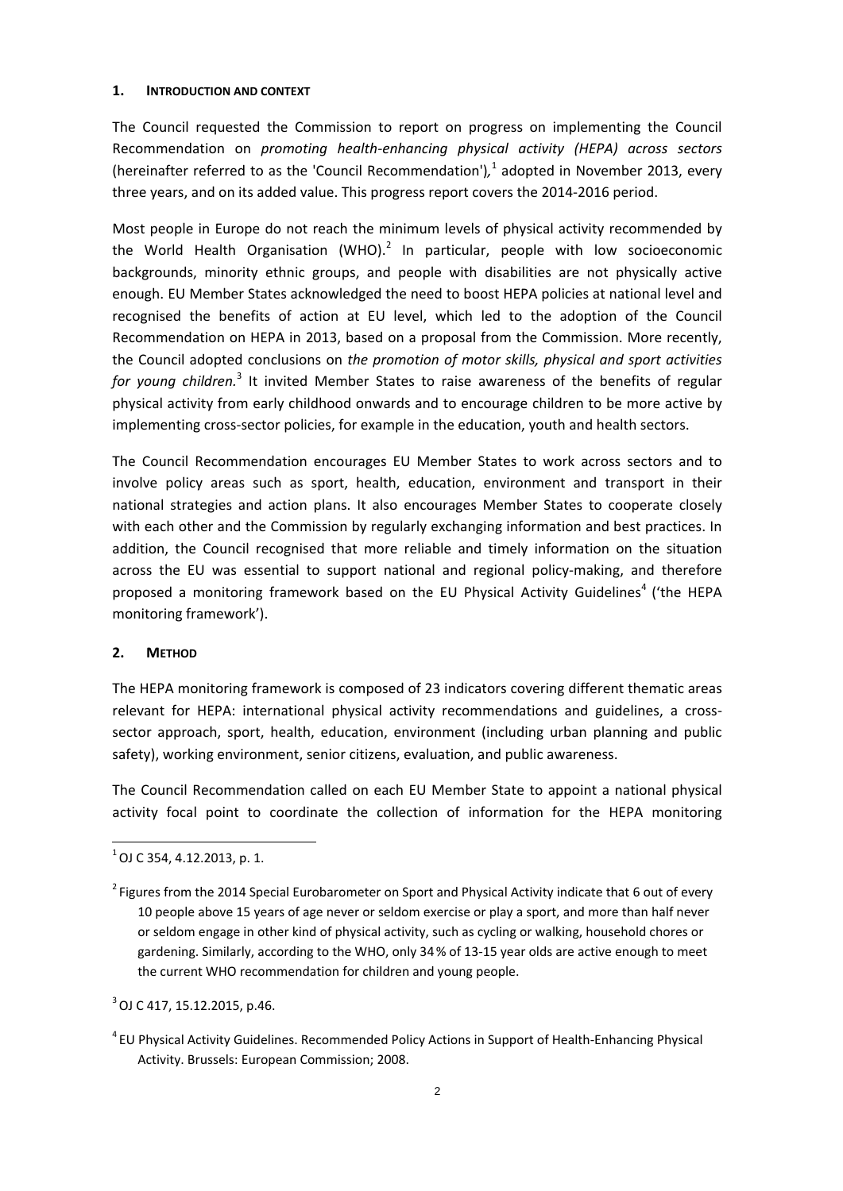## 1. INTRODUCTION AND CONTEXT

The Council requested the Commission to report on progress on implementing the Council Recommendation on *promoting health-enhancing physical activity (HEPA) across sectors* (hereinafter referred to as the 'Council Recommendation'),[1] adopted in November 2013, every three years, and on its added value. This progress report covers the 2014-2016 period.

Most people in Europe do not reach the minimum levels of physical activity recommended by the World Health Organisation (WHO).[2] In particular, people with low socioeconomic backgrounds, minority ethnic groups, and people with disabilities are not physically active enough. EU Member States acknowledged the need to boost HEPA policies at national level and recognised the benefits of action at EU level, which led to the adoption of the Council Recommendation on HEPA in 2013, based on a proposal from the Commission. More recently, the Council adopted conclusions on *the promotion of motor skills, physical and sport activities for young children.*[3] It invited Member States to raise awareness of the benefits of regular physical activity from early childhood onwards and to encourage children to be more active by implementing cross-sector policies, for example in the education, youth and health sectors.

The Council Recommendation encourages EU Member States to work across sectors and to involve policy areas such as sport, health, education, environment and transport in their national strategies and action plans. It also encourages Member States to cooperate closely with each other and the Commission by regularly exchanging information and best practices. In addition, the Council recognised that more reliable and timely information on the situation across the EU was essential to support national and regional policy-making, and therefore proposed a monitoring framework based on the EU Physical Activity Guidelines[4] ('the HEPA monitoring framework').

## 2. METHOD

The HEPA monitoring framework is composed of 23 indicators covering different thematic areas relevant for HEPA: international physical activity recommendations and guidelines, a cross-sector approach, sport, health, education, environment (including urban planning and public safety), working environment, senior citizens, evaluation, and public awareness.

The Council Recommendation called on each EU Member State to appoint a national physical activity focal point to coordinate the collection of information for the HEPA monitoring

---

[1] OJ C 354, 4.12.2013, p. 1.

[2] Figures from the 2014 Special Eurobarometer on Sport and Physical Activity indicate that 6 out of every 10 people above 15 years of age never or seldom exercise or play a sport, and more than half never or seldom engage in other kind of physical activity, such as cycling or walking, household chores or gardening. Similarly, according to the WHO, only 34 % of 13-15 year olds are active enough to meet the current WHO recommendation for children and young people.

[3] OJ C 417, 15.12.2015, p.46.

[4] EU Physical Activity Guidelines. Recommended Policy Actions in Support of Health-Enhancing Physical Activity. Brussels: European Commission; 2008.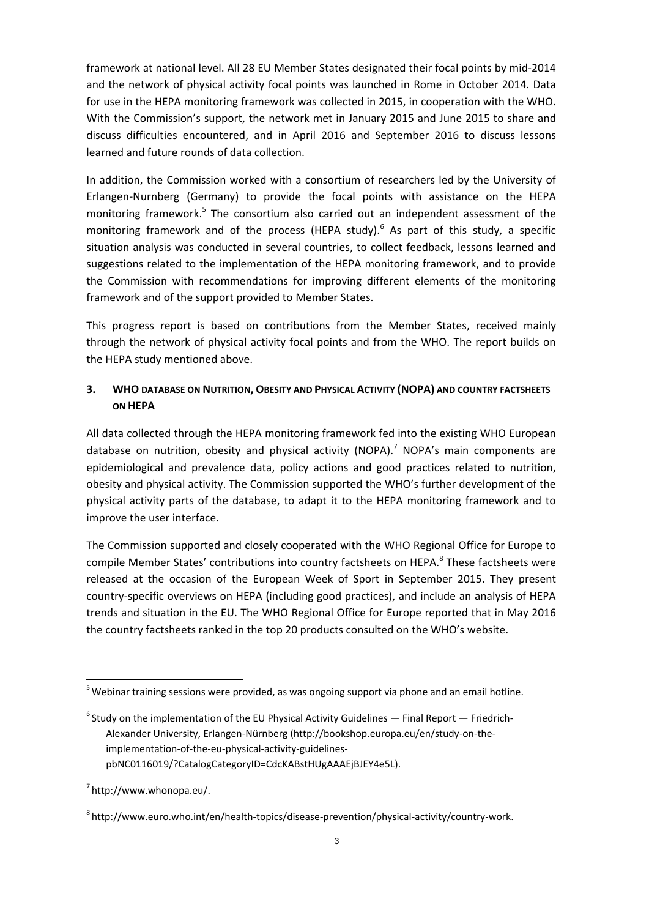framework at national level. All 28 EU Member States designated their focal points by mid-2014 and the network of physical activity focal points was launched in Rome in October 2014. Data for use in the HEPA monitoring framework was collected in 2015, in cooperation with the WHO. With the Commission's support, the network met in January 2015 and June 2015 to share and discuss difficulties encountered, and in April 2016 and September 2016 to discuss lessons learned and future rounds of data collection.

In addition, the Commission worked with a consortium of researchers led by the University of Erlangen-Nurnberg (Germany) to provide the focal points with assistance on the HEPA monitoring framework.[5] The consortium also carried out an independent assessment of the monitoring framework and of the process (HEPA study).[6] As part of this study, a specific situation analysis was conducted in several countries, to collect feedback, lessons learned and suggestions related to the implementation of the HEPA monitoring framework, and to provide the Commission with recommendations for improving different elements of the monitoring framework and of the support provided to Member States.

This progress report is based on contributions from the Member States, received mainly through the network of physical activity focal points and from the WHO. The report builds on the HEPA study mentioned above.

## 3. WHO DATABASE ON NUTRITION, OBESITY AND PHYSICAL ACTIVITY (NOPA) AND COUNTRY FACTSHEETS ON HEPA

All data collected through the HEPA monitoring framework fed into the existing WHO European database on nutrition, obesity and physical activity (NOPA).[7] NOPA's main components are epidemiological and prevalence data, policy actions and good practices related to nutrition, obesity and physical activity. The Commission supported the WHO's further development of the physical activity parts of the database, to adapt it to the HEPA monitoring framework and to improve the user interface.

The Commission supported and closely cooperated with the WHO Regional Office for Europe to compile Member States' contributions into country factsheets on HEPA.[8] These factsheets were released at the occasion of the European Week of Sport in September 2015. They present country-specific overviews on HEPA (including good practices), and include an analysis of HEPA trends and situation in the EU. The WHO Regional Office for Europe reported that in May 2016 the country factsheets ranked in the top 20 products consulted on the WHO's website.

---

[5] Webinar training sessions were provided, as was ongoing support via phone and an email hotline.

[6] Study on the implementation of the EU Physical Activity Guidelines — Final Report — Friedrich-Alexander University, Erlangen-Nürnberg (http://bookshop.europa.eu/en/study-on-the-implementation-of-the-eu-physical-activity-guidelines-pbNC0116019/?CatalogCategoryID=CdcKABstHUgAAAEjBJEY4e5L).

[7] http://www.whonopa.eu/.

[8] http://www.euro.who.int/en/health-topics/disease-prevention/physical-activity/country-work.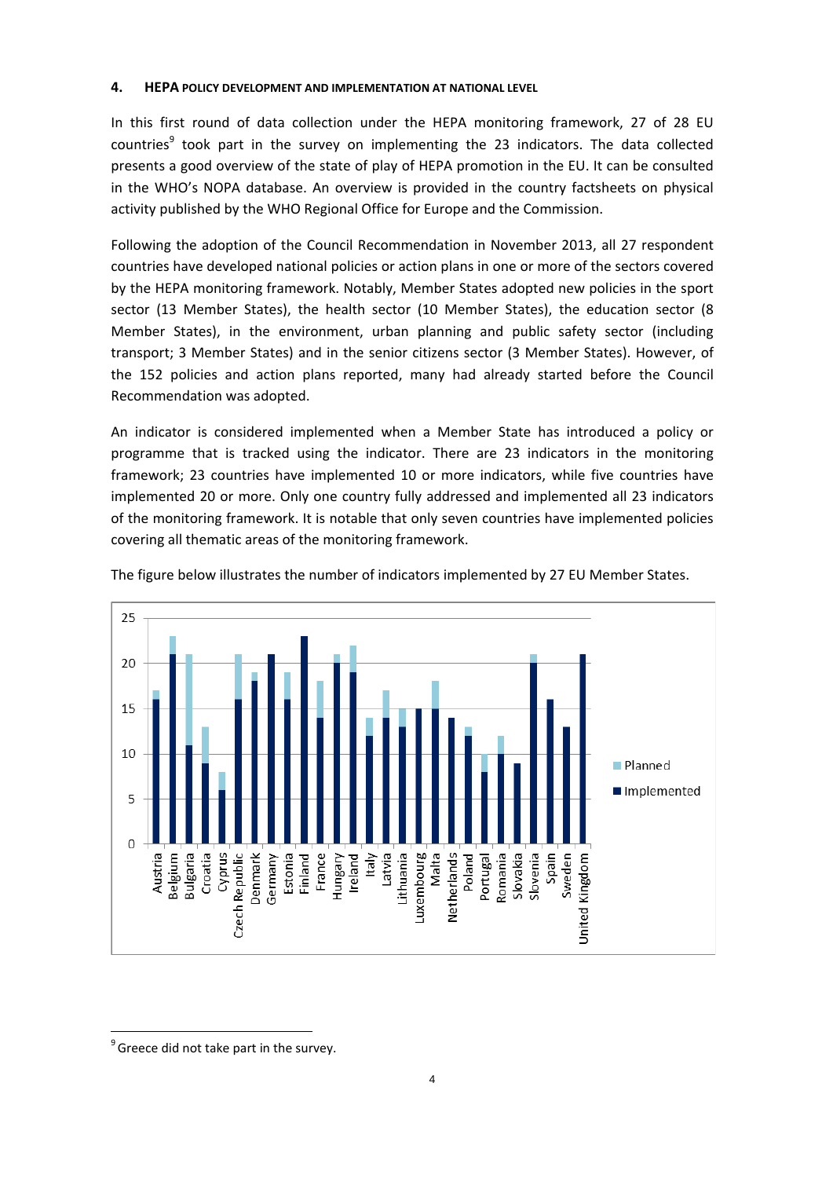## 4. HEPA POLICY DEVELOPMENT AND IMPLEMENTATION AT NATIONAL LEVEL

In this first round of data collection under the HEPA monitoring framework, 27 of 28 EU countries[9] took part in the survey on implementing the 23 indicators. The data collected presents a good overview of the state of play of HEPA promotion in the EU. It can be consulted in the WHO's NOPA database. An overview is provided in the country factsheets on physical activity published by the WHO Regional Office for Europe and the Commission.

Following the adoption of the Council Recommendation in November 2013, all 27 respondent countries have developed national policies or action plans in one or more of the sectors covered by the HEPA monitoring framework. Notably, Member States adopted new policies in the sport sector (13 Member States), the health sector (10 Member States), the education sector (8 Member States), in the environment, urban planning and public safety sector (including transport; 3 Member States) and in the senior citizens sector (3 Member States). However, of the 152 policies and action plans reported, many had already started before the Council Recommendation was adopted.

An indicator is considered implemented when a Member State has introduced a policy or programme that is tracked using the indicator. There are 23 indicators in the monitoring framework; 23 countries have implemented 10 or more indicators, while five countries have implemented 20 or more. Only one country fully addressed and implemented all 23 indicators of the monitoring framework. It is notable that only seven countries have implemented policies covering all thematic areas of the monitoring framework.

The figure below illustrates the number of indicators implemented by 27 EU Member States.

| Country | Implemented | Planned |
|---|---|---|
| Austria | 16 | 1 |
| Belgium | 21 | 2 |
| Bulgaria | 11 | 10 |
| Croatia | 9 | 4 |
| Cyprus | 6 | 2 |
| Czech Republic | 16 | 5 |
| Denmark | 18 | 1 |
| Germany | 21 | 0 |
| Estonia | 16 | 3 |
| Finland | 23 | 0 |
| France | 14 | 4 |
| Hungary | 20 | 1 |
| Ireland | 19 | 3 |
| Italy | 12 | 2 |
| Latvia | 14 | 3 |
| Lithuania | 13 | 2 |
| Luxembourg | 15 | 0 |
| Malta | 15 | 3 |
| Netherlands | 14 | 0 |
| Poland | 12 | 1 |
| Portugal | 8 | 2 |
| Romania | 10 | 2 |
| Slovakia | 9 | 0 |
| Slovenia | 20 | 1 |
| Spain | 16 | 0 |
| Sweden | 13 | 0 |
| United Kingdom | 21 | 0 |

[9] Greece did not take part in the survey.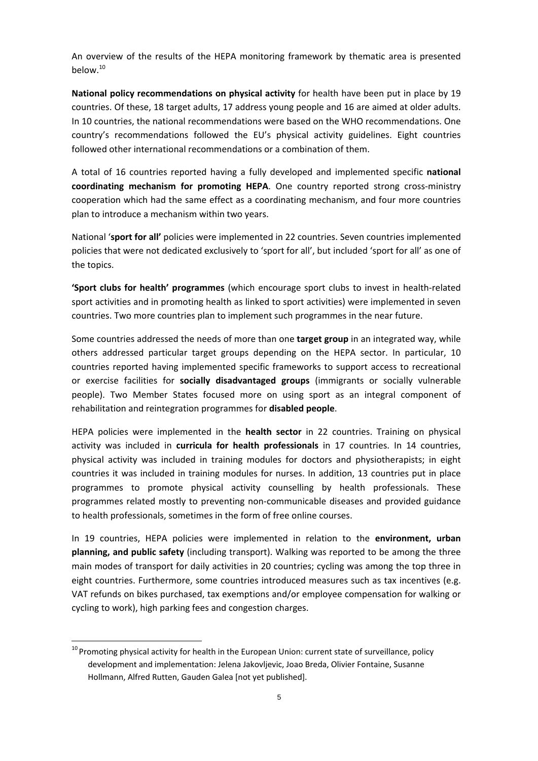An overview of the results of the HEPA monitoring framework by thematic area is presented below.[10]

**National policy recommendations on physical activity** for health have been put in place by 19 countries. Of these, 18 target adults, 17 address young people and 16 are aimed at older adults. In 10 countries, the national recommendations were based on the WHO recommendations. One country's recommendations followed the EU's physical activity guidelines. Eight countries followed other international recommendations or a combination of them.

A total of 16 countries reported having a fully developed and implemented specific **national coordinating mechanism for promoting HEPA**. One country reported strong cross-ministry cooperation which had the same effect as a coordinating mechanism, and four more countries plan to introduce a mechanism within two years.

National '**sport for all'** policies were implemented in 22 countries. Seven countries implemented policies that were not dedicated exclusively to 'sport for all', but included 'sport for all' as one of the topics.

**'Sport clubs for health' programmes** (which encourage sport clubs to invest in health-related sport activities and in promoting health as linked to sport activities) were implemented in seven countries. Two more countries plan to implement such programmes in the near future.

Some countries addressed the needs of more than one **target group** in an integrated way, while others addressed particular target groups depending on the HEPA sector. In particular, 10 countries reported having implemented specific frameworks to support access to recreational or exercise facilities for **socially disadvantaged groups** (immigrants or socially vulnerable people). Two Member States focused more on using sport as an integral component of rehabilitation and reintegration programmes for **disabled people**.

HEPA policies were implemented in the **health sector** in 22 countries. Training on physical activity was included in **curricula for health professionals** in 17 countries. In 14 countries, physical activity was included in training modules for doctors and physiotherapists; in eight countries it was included in training modules for nurses. In addition, 13 countries put in place programmes to promote physical activity counselling by health professionals. These programmes related mostly to preventing non-communicable diseases and provided guidance to health professionals, sometimes in the form of free online courses.

In 19 countries, HEPA policies were implemented in relation to the **environment, urban planning, and public safety** (including transport). Walking was reported to be among the three main modes of transport for daily activities in 20 countries; cycling was among the top three in eight countries. Furthermore, some countries introduced measures such as tax incentives (e.g. VAT refunds on bikes purchased, tax exemptions and/or employee compensation for walking or cycling to work), high parking fees and congestion charges.

---

[10] Promoting physical activity for health in the European Union: current state of surveillance, policy development and implementation: Jelena Jakovljevic, Joao Breda, Olivier Fontaine, Susanne Hollmann, Alfred Rutten, Gauden Galea [not yet published].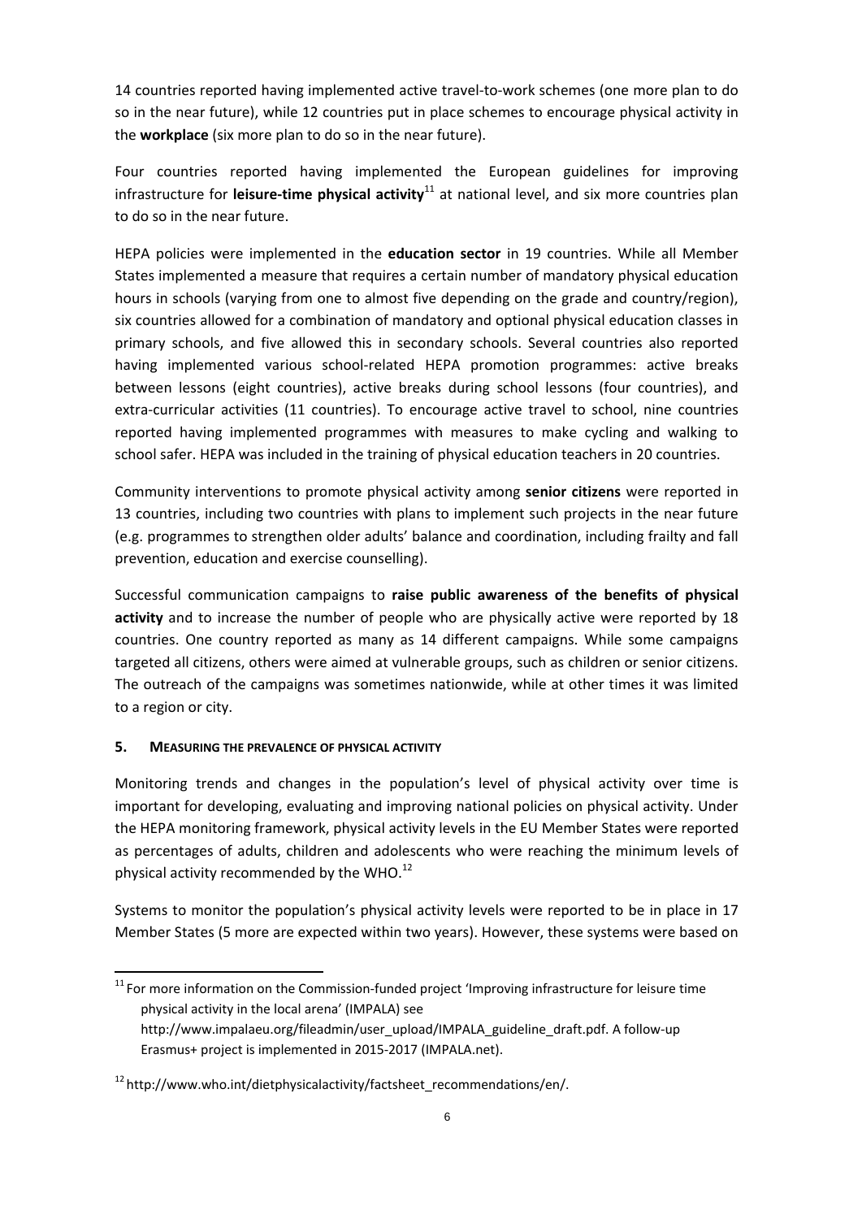14 countries reported having implemented active travel-to-work schemes (one more plan to do so in the near future), while 12 countries put in place schemes to encourage physical activity in the **workplace** (six more plan to do so in the near future).

Four countries reported having implemented the European guidelines for improving infrastructure for **leisure-time physical activity**[11] at national level, and six more countries plan to do so in the near future.

HEPA policies were implemented in the **education sector** in 19 countries. While all Member States implemented a measure that requires a certain number of mandatory physical education hours in schools (varying from one to almost five depending on the grade and country/region), six countries allowed for a combination of mandatory and optional physical education classes in primary schools, and five allowed this in secondary schools. Several countries also reported having implemented various school-related HEPA promotion programmes: active breaks between lessons (eight countries), active breaks during school lessons (four countries), and extra-curricular activities (11 countries). To encourage active travel to school, nine countries reported having implemented programmes with measures to make cycling and walking to school safer. HEPA was included in the training of physical education teachers in 20 countries.

Community interventions to promote physical activity among **senior citizens** were reported in 13 countries, including two countries with plans to implement such projects in the near future (e.g. programmes to strengthen older adults' balance and coordination, including frailty and fall prevention, education and exercise counselling).

Successful communication campaigns to **raise public awareness of the benefits of physical activity** and to increase the number of people who are physically active were reported by 18 countries. One country reported as many as 14 different campaigns. While some campaigns targeted all citizens, others were aimed at vulnerable groups, such as children or senior citizens. The outreach of the campaigns was sometimes nationwide, while at other times it was limited to a region or city.

## 5. MEASURING THE PREVALENCE OF PHYSICAL ACTIVITY

Monitoring trends and changes in the population's level of physical activity over time is important for developing, evaluating and improving national policies on physical activity. Under the HEPA monitoring framework, physical activity levels in the EU Member States were reported as percentages of adults, children and adolescents who were reaching the minimum levels of physical activity recommended by the WHO.[12]

Systems to monitor the population's physical activity levels were reported to be in place in 17 Member States (5 more are expected within two years). However, these systems were based on

---

[11] For more information on the Commission-funded project 'Improving infrastructure for leisure time physical activity in the local arena' (IMPALA) see http://www.impalaeu.org/fileadmin/user_upload/IMPALA_guideline_draft.pdf. A follow-up Erasmus+ project is implemented in 2015-2017 (IMPALA.net).

[12] http://www.who.int/dietphysicalactivity/factsheet_recommendations/en/.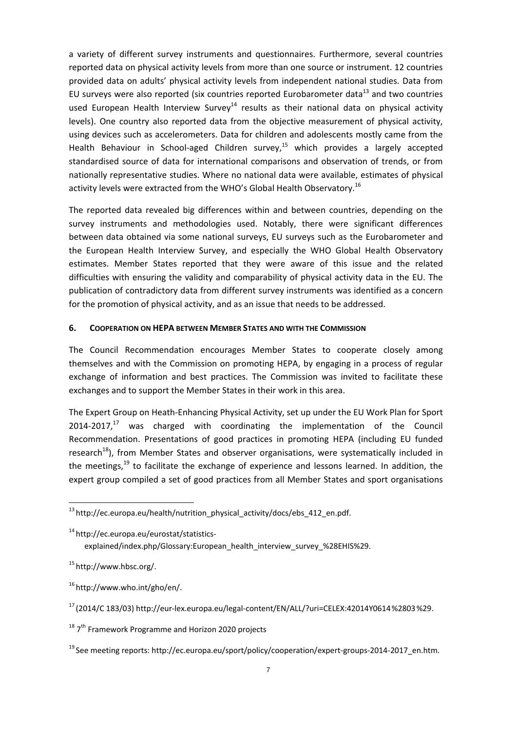a variety of different survey instruments and questionnaires. Furthermore, several countries reported data on physical activity levels from more than one source or instrument. 12 countries provided data on adults' physical activity levels from independent national studies. Data from EU surveys were also reported (six countries reported Eurobarometer data[13] and two countries used European Health Interview Survey[14] results as their national data on physical activity levels). One country also reported data from the objective measurement of physical activity, using devices such as accelerometers. Data for children and adolescents mostly came from the Health Behaviour in School-aged Children survey,[15] which provides a largely accepted standardised source of data for international comparisons and observation of trends, or from nationally representative studies. Where no national data were available, estimates of physical activity levels were extracted from the WHO's Global Health Observatory.[16]

The reported data revealed big differences within and between countries, depending on the survey instruments and methodologies used. Notably, there were significant differences between data obtained via some national surveys, EU surveys such as the Eurobarometer and the European Health Interview Survey, and especially the WHO Global Health Observatory estimates. Member States reported that they were aware of this issue and the related difficulties with ensuring the validity and comparability of physical activity data in the EU. The publication of contradictory data from different survey instruments was identified as a concern for the promotion of physical activity, and as an issue that needs to be addressed.

## 6. COOPERATION ON HEPA BETWEEN MEMBER STATES AND WITH THE COMMISSION

The Council Recommendation encourages Member States to cooperate closely among themselves and with the Commission on promoting HEPA, by engaging in a process of regular exchange of information and best practices. The Commission was invited to facilitate these exchanges and to support the Member States in their work in this area.

The Expert Group on Heath-Enhancing Physical Activity, set up under the EU Work Plan for Sport 2014-2017,[17] was charged with coordinating the implementation of the Council Recommendation. Presentations of good practices in promoting HEPA (including EU funded research[18]), from Member States and observer organisations, were systematically included in the meetings,[19] to facilitate the exchange of experience and lessons learned. In addition, the expert group compiled a set of good practices from all Member States and sport organisations

---

[13] http://ec.europa.eu/health/nutrition_physical_activity/docs/ebs_412_en.pdf.

[14] http://ec.europa.eu/eurostat/statistics-explained/index.php/Glossary:European_health_interview_survey_%28EHIS%29.

[15] http://www.hbsc.org/.

[16] http://www.who.int/gho/en/.

[17] (2014/C 183/03) http://eur-lex.europa.eu/legal-content/EN/ALL/?uri=CELEX:42014Y0614%2803%29.

[18] 7th Framework Programme and Horizon 2020 projects

[19] See meeting reports: http://ec.europa.eu/sport/policy/cooperation/expert-groups-2014-2017_en.htm.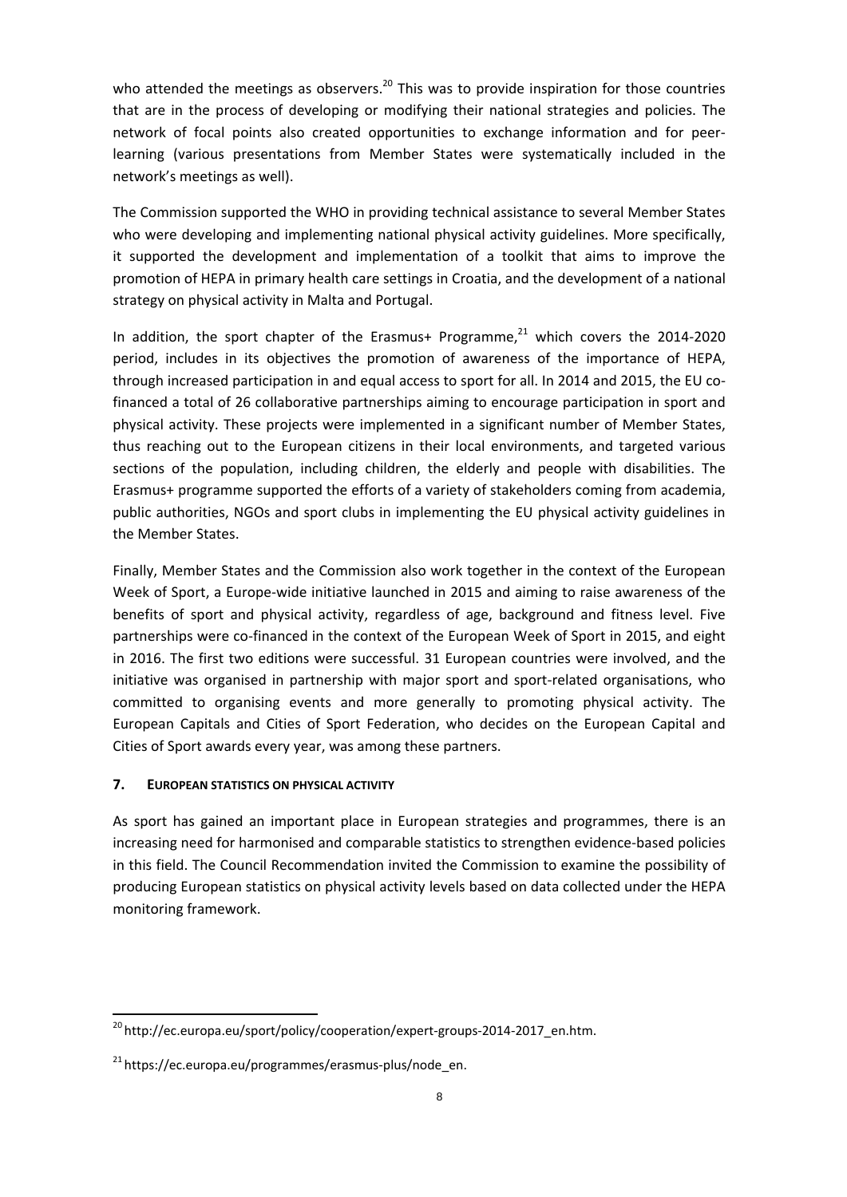who attended the meetings as observers.[20] This was to provide inspiration for those countries that are in the process of developing or modifying their national strategies and policies. The network of focal points also created opportunities to exchange information and for peer-learning (various presentations from Member States were systematically included in the network's meetings as well).

The Commission supported the WHO in providing technical assistance to several Member States who were developing and implementing national physical activity guidelines. More specifically, it supported the development and implementation of a toolkit that aims to improve the promotion of HEPA in primary health care settings in Croatia, and the development of a national strategy on physical activity in Malta and Portugal.

In addition, the sport chapter of the Erasmus+ Programme,[21] which covers the 2014-2020 period, includes in its objectives the promotion of awareness of the importance of HEPA, through increased participation in and equal access to sport for all. In 2014 and 2015, the EU co-financed a total of 26 collaborative partnerships aiming to encourage participation in sport and physical activity. These projects were implemented in a significant number of Member States, thus reaching out to the European citizens in their local environments, and targeted various sections of the population, including children, the elderly and people with disabilities. The Erasmus+ programme supported the efforts of a variety of stakeholders coming from academia, public authorities, NGOs and sport clubs in implementing the EU physical activity guidelines in the Member States.

Finally, Member States and the Commission also work together in the context of the European Week of Sport, a Europe-wide initiative launched in 2015 and aiming to raise awareness of the benefits of sport and physical activity, regardless of age, background and fitness level. Five partnerships were co-financed in the context of the European Week of Sport in 2015, and eight in 2016. The first two editions were successful. 31 European countries were involved, and the initiative was organised in partnership with major sport and sport-related organisations, who committed to organising events and more generally to promoting physical activity. The European Capitals and Cities of Sport Federation, who decides on the European Capital and Cities of Sport awards every year, was among these partners.

## 7. EUROPEAN STATISTICS ON PHYSICAL ACTIVITY

As sport has gained an important place in European strategies and programmes, there is an increasing need for harmonised and comparable statistics to strengthen evidence-based policies in this field. The Council Recommendation invited the Commission to examine the possibility of producing European statistics on physical activity levels based on data collected under the HEPA monitoring framework.

---

[20] http://ec.europa.eu/sport/policy/cooperation/expert-groups-2014-2017_en.htm.

[21] https://ec.europa.eu/programmes/erasmus-plus/node_en.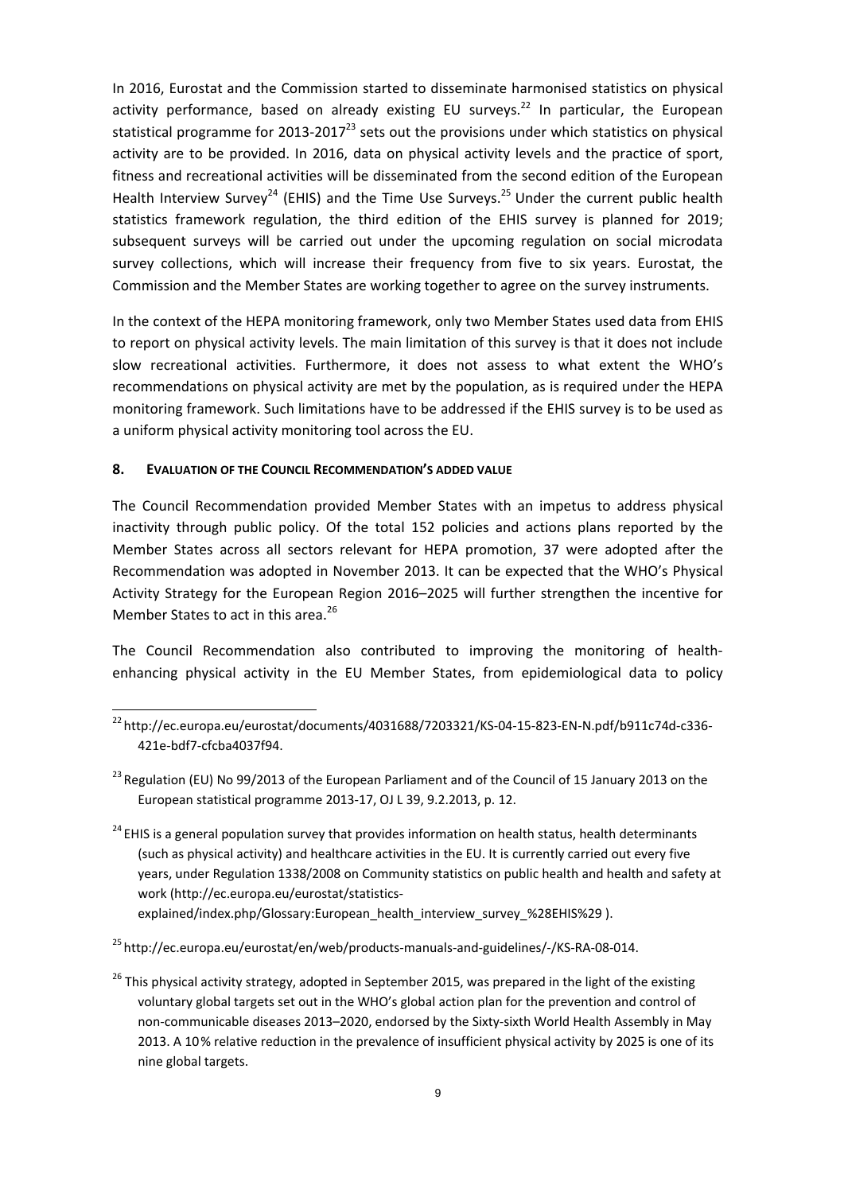In 2016, Eurostat and the Commission started to disseminate harmonised statistics on physical activity performance, based on already existing EU surveys.[22] In particular, the European statistical programme for 2013-2017[23] sets out the provisions under which statistics on physical activity are to be provided. In 2016, data on physical activity levels and the practice of sport, fitness and recreational activities will be disseminated from the second edition of the European Health Interview Survey[24] (EHIS) and the Time Use Surveys.[25] Under the current public health statistics framework regulation, the third edition of the EHIS survey is planned for 2019; subsequent surveys will be carried out under the upcoming regulation on social microdata survey collections, which will increase their frequency from five to six years. Eurostat, the Commission and the Member States are working together to agree on the survey instruments.

In the context of the HEPA monitoring framework, only two Member States used data from EHIS to report on physical activity levels. The main limitation of this survey is that it does not include slow recreational activities. Furthermore, it does not assess to what extent the WHO's recommendations on physical activity are met by the population, as is required under the HEPA monitoring framework. Such limitations have to be addressed if the EHIS survey is to be used as a uniform physical activity monitoring tool across the EU.

## 8. Evaluation of the Council Recommendation's added value

The Council Recommendation provided Member States with an impetus to address physical inactivity through public policy. Of the total 152 policies and actions plans reported by the Member States across all sectors relevant for HEPA promotion, 37 were adopted after the Recommendation was adopted in November 2013. It can be expected that the WHO's Physical Activity Strategy for the European Region 2016–2025 will further strengthen the incentive for Member States to act in this area.[26]

The Council Recommendation also contributed to improving the monitoring of health-enhancing physical activity in the EU Member States, from epidemiological data to policy

---

[22] http://ec.europa.eu/eurostat/documents/4031688/7203321/KS-04-15-823-EN-N.pdf/b911c74d-c336-421e-bdf7-cfcba4037f94.

[23] Regulation (EU) No 99/2013 of the European Parliament and of the Council of 15 January 2013 on the European statistical programme 2013-17, OJ L 39, 9.2.2013, p. 12.

[24] EHIS is a general population survey that provides information on health status, health determinants (such as physical activity) and healthcare activities in the EU. It is currently carried out every five years, under Regulation 1338/2008 on Community statistics on public health and health and safety at work (http://ec.europa.eu/eurostat/statistics-explained/index.php/Glossary:European_health_interview_survey_%28EHIS%29 ).

[25] http://ec.europa.eu/eurostat/en/web/products-manuals-and-guidelines/-/KS-RA-08-014.

[26] This physical activity strategy, adopted in September 2015, was prepared in the light of the existing voluntary global targets set out in the WHO's global action plan for the prevention and control of non-communicable diseases 2013–2020, endorsed by the Sixty-sixth World Health Assembly in May 2013. A 10% relative reduction in the prevalence of insufficient physical activity by 2025 is one of its nine global targets.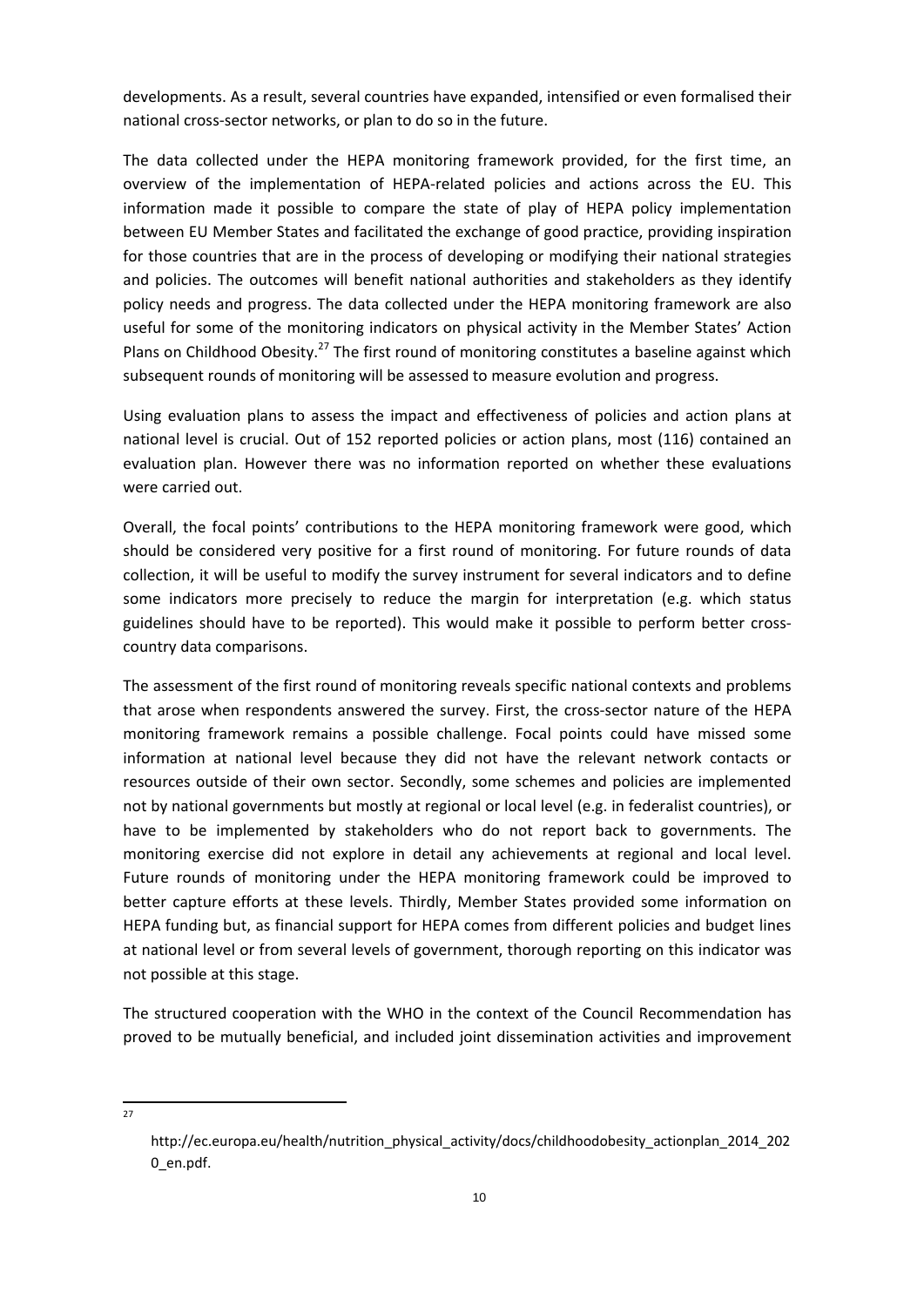developments. As a result, several countries have expanded, intensified or even formalised their national cross-sector networks, or plan to do so in the future.

The data collected under the HEPA monitoring framework provided, for the first time, an overview of the implementation of HEPA-related policies and actions across the EU. This information made it possible to compare the state of play of HEPA policy implementation between EU Member States and facilitated the exchange of good practice, providing inspiration for those countries that are in the process of developing or modifying their national strategies and policies. The outcomes will benefit national authorities and stakeholders as they identify policy needs and progress. The data collected under the HEPA monitoring framework are also useful for some of the monitoring indicators on physical activity in the Member States' Action Plans on Childhood Obesity.[27] The first round of monitoring constitutes a baseline against which subsequent rounds of monitoring will be assessed to measure evolution and progress.

Using evaluation plans to assess the impact and effectiveness of policies and action plans at national level is crucial. Out of 152 reported policies or action plans, most (116) contained an evaluation plan. However there was no information reported on whether these evaluations were carried out.

Overall, the focal points' contributions to the HEPA monitoring framework were good, which should be considered very positive for a first round of monitoring. For future rounds of data collection, it will be useful to modify the survey instrument for several indicators and to define some indicators more precisely to reduce the margin for interpretation (e.g. which status guidelines should have to be reported). This would make it possible to perform better cross-country data comparisons.

The assessment of the first round of monitoring reveals specific national contexts and problems that arose when respondents answered the survey. First, the cross-sector nature of the HEPA monitoring framework remains a possible challenge. Focal points could have missed some information at national level because they did not have the relevant network contacts or resources outside of their own sector. Secondly, some schemes and policies are implemented not by national governments but mostly at regional or local level (e.g. in federalist countries), or have to be implemented by stakeholders who do not report back to governments. The monitoring exercise did not explore in detail any achievements at regional and local level. Future rounds of monitoring under the HEPA monitoring framework could be improved to better capture efforts at these levels. Thirdly, Member States provided some information on HEPA funding but, as financial support for HEPA comes from different policies and budget lines at national level or from several levels of government, thorough reporting on this indicator was not possible at this stage.

The structured cooperation with the WHO in the context of the Council Recommendation has proved to be mutually beneficial, and included joint dissemination activities and improvement

[27] http://ec.europa.eu/health/nutrition_physical_activity/docs/childhoodobesity_actionplan_2014_2020_en.pdf.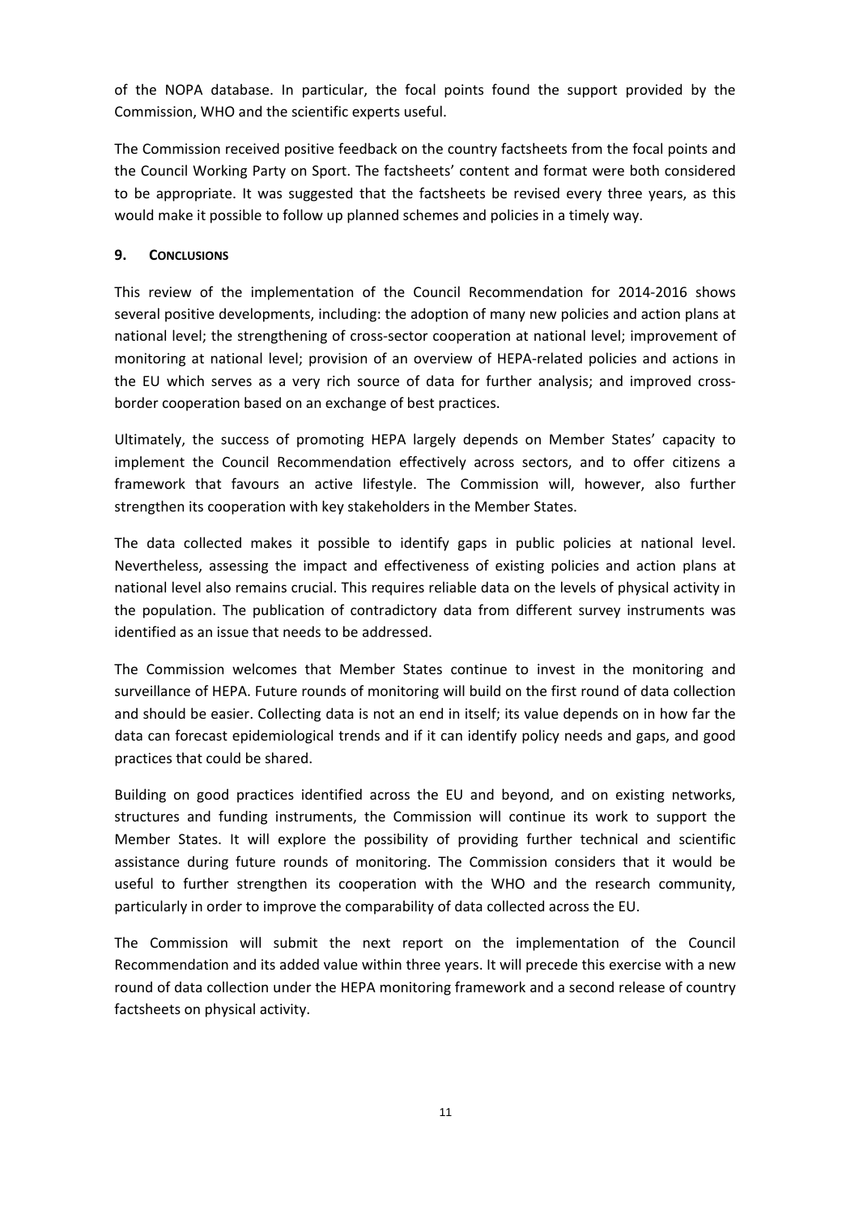of the NOPA database. In particular, the focal points found the support provided by the Commission, WHO and the scientific experts useful.

The Commission received positive feedback on the country factsheets from the focal points and the Council Working Party on Sport. The factsheets' content and format were both considered to be appropriate. It was suggested that the factsheets be revised every three years, as this would make it possible to follow up planned schemes and policies in a timely way.

## 9. Conclusions

This review of the implementation of the Council Recommendation for 2014-2016 shows several positive developments, including: the adoption of many new policies and action plans at national level; the strengthening of cross-sector cooperation at national level; improvement of monitoring at national level; provision of an overview of HEPA-related policies and actions in the EU which serves as a very rich source of data for further analysis; and improved cross-border cooperation based on an exchange of best practices.

Ultimately, the success of promoting HEPA largely depends on Member States' capacity to implement the Council Recommendation effectively across sectors, and to offer citizens a framework that favours an active lifestyle. The Commission will, however, also further strengthen its cooperation with key stakeholders in the Member States.

The data collected makes it possible to identify gaps in public policies at national level. Nevertheless, assessing the impact and effectiveness of existing policies and action plans at national level also remains crucial. This requires reliable data on the levels of physical activity in the population. The publication of contradictory data from different survey instruments was identified as an issue that needs to be addressed.

The Commission welcomes that Member States continue to invest in the monitoring and surveillance of HEPA. Future rounds of monitoring will build on the first round of data collection and should be easier. Collecting data is not an end in itself; its value depends on in how far the data can forecast epidemiological trends and if it can identify policy needs and gaps, and good practices that could be shared.

Building on good practices identified across the EU and beyond, and on existing networks, structures and funding instruments, the Commission will continue its work to support the Member States. It will explore the possibility of providing further technical and scientific assistance during future rounds of monitoring. The Commission considers that it would be useful to further strengthen its cooperation with the WHO and the research community, particularly in order to improve the comparability of data collected across the EU.

The Commission will submit the next report on the implementation of the Council Recommendation and its added value within three years. It will precede this exercise with a new round of data collection under the HEPA monitoring framework and a second release of country factsheets on physical activity.